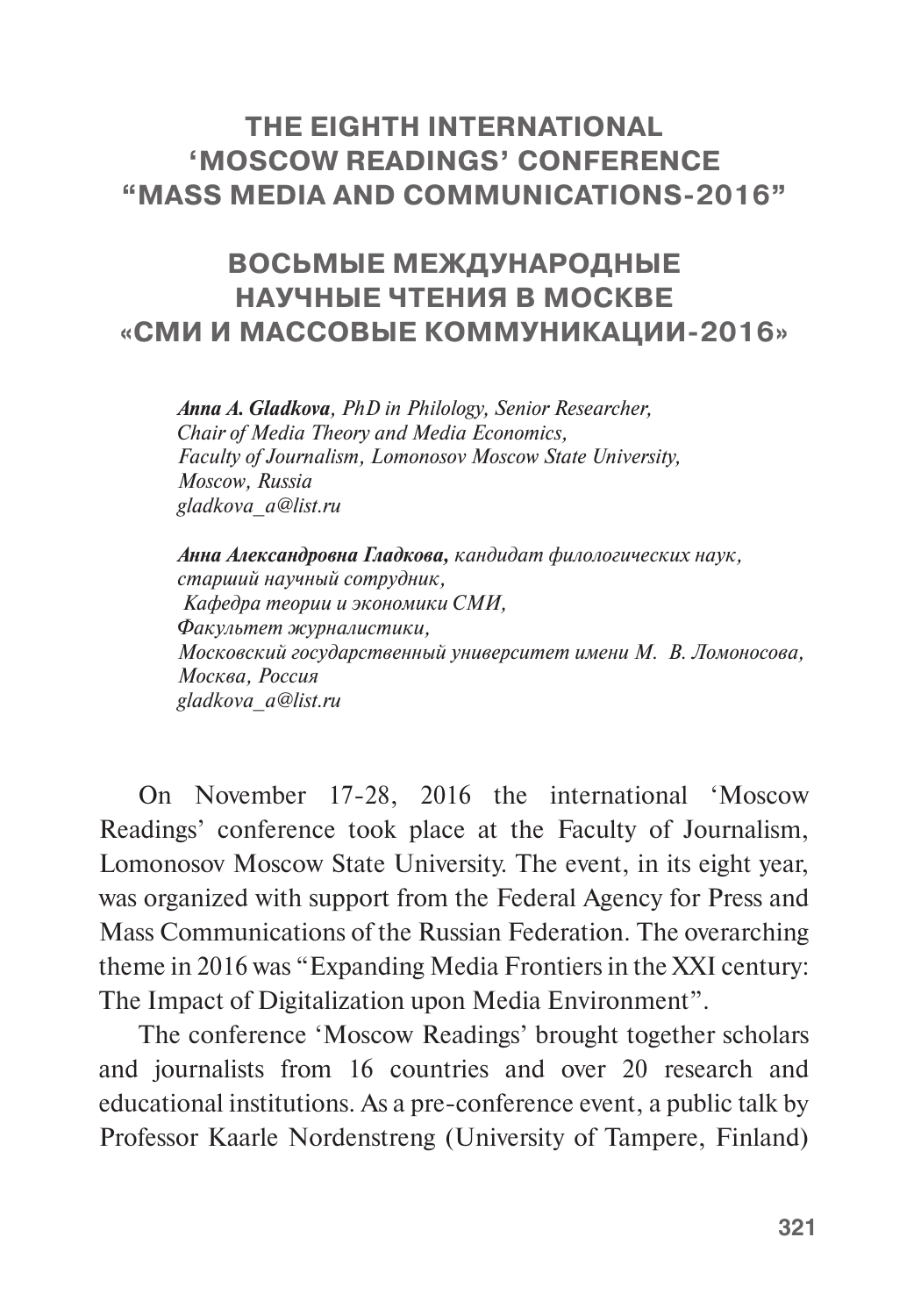# THE EIGHTH INTERNATIONAL 'MOSCOW READINGS' CONFERENCE "MASS MEDIA AND COMMUNICATIONS-2016"

# ВОСЬМЫЕ МЕЖДУНАРОДНЫЕ НАУЧНЫЕ ЧТЕНИЯ В МОСКВЕ «СМИ И МАССОВЫЕ КОММУНИКАЦИИ-2016»

***Anna A. Gladkova**, PhD in Philology, Senior Researcher,*
*Chair of Media Theory and Media Economics,*
*Faculty of Journalism, Lomonosov Moscow State University,*
*Moscow, Russia*
*gladkova_a@list.ru*

***Анна Александровна Гладкова,** кандидат филологических наук,*
*старший научный сотрудник,*
*Кафедра теории и экономики СМИ,*
*Факультет журналистики,*
*Московский государственный университет имени М. В. Ломоносова,*
*Москва, Россия*
*gladkova_a@list.ru*

On November 17-28, 2016 the international 'Moscow Readings' conference took place at the Faculty of Journalism, Lomonosov Moscow State University. The event, in its eight year, was organized with support from the Federal Agency for Press and Mass Communications of the Russian Federation. The overarching theme in 2016 was "Expanding Media Frontiers in the XXI century: The Impact of Digitalization upon Media Environment".

The conference 'Moscow Readings' brought together scholars and journalists from 16 countries and over 20 research and educational institutions. As a pre-conference event, a public talk by Professor Kaarle Nordenstreng (University of Tampere, Finland)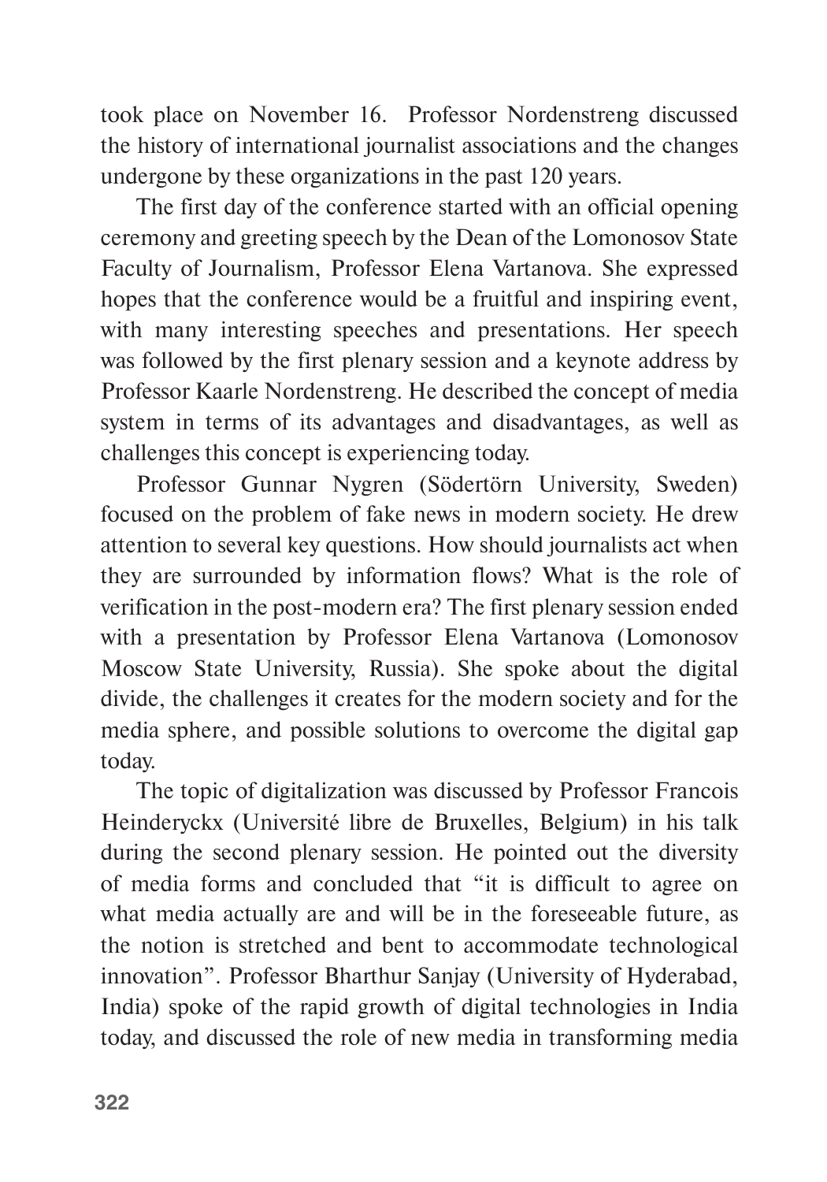took place on November 16. Professor Nordenstreng discussed the history of international journalist associations and the changes undergone by these organizations in the past 120 years.

The first day of the conference started with an official opening ceremony and greeting speech by the Dean of the Lomonosov State Faculty of Journalism, Professor Elena Vartanova. She expressed hopes that the conference would be a fruitful and inspiring event, with many interesting speeches and presentations. Her speech was followed by the first plenary session and a keynote address by Professor Kaarle Nordenstreng. He described the concept of media system in terms of its advantages and disadvantages, as well as challenges this concept is experiencing today.

Professor Gunnar Nygren (Södertörn University, Sweden) focused on the problem of fake news in modern society. He drew attention to several key questions. How should journalists act when they are surrounded by information flows? What is the role of verification in the post-modern era? The first plenary session ended with a presentation by Professor Elena Vartanova (Lomonosov Moscow State University, Russia). She spoke about the digital divide, the challenges it creates for the modern society and for the media sphere, and possible solutions to overcome the digital gap today.

The topic of digitalization was discussed by Professor Francois Heinderyckx (Université libre de Bruxelles, Belgium) in his talk during the second plenary session. He pointed out the diversity of media forms and concluded that "it is difficult to agree on what media actually are and will be in the foreseeable future, as the notion is stretched and bent to accommodate technological innovation". Professor Bharthur Sanjay (University of Hyderabad, India) spoke of the rapid growth of digital technologies in India today, and discussed the role of new media in transforming media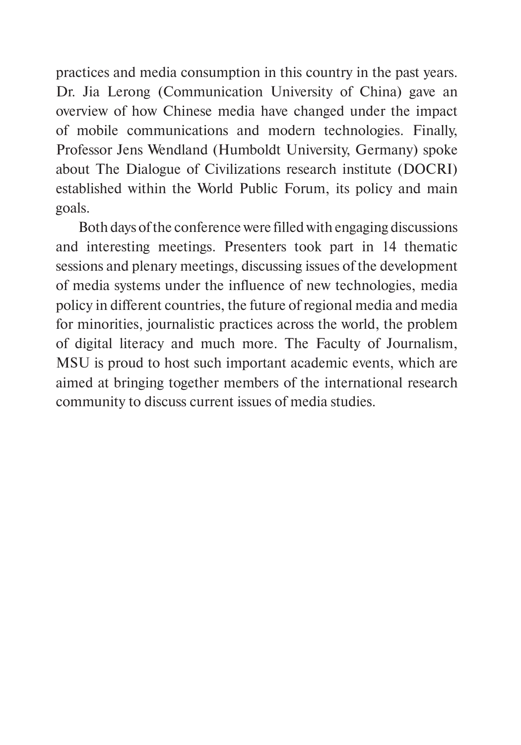practices and media consumption in this country in the past years. Dr. Jia Lerong (Communication University of China) gave an overview of how Chinese media have changed under the impact of mobile communications and modern technologies. Finally, Professor Jens Wendland (Humboldt University, Germany) spoke about The Dialogue of Civilizations research institute (DOCRI) established within the World Public Forum, its policy and main goals.

Both days of the conference were filled with engaging discussions and interesting meetings. Presenters took part in 14 thematic sessions and plenary meetings, discussing issues of the development of media systems under the influence of new technologies, media policy in different countries, the future of regional media and media for minorities, journalistic practices across the world, the problem of digital literacy and much more. The Faculty of Journalism, MSU is proud to host such important academic events, which are aimed at bringing together members of the international research community to discuss current issues of media studies.